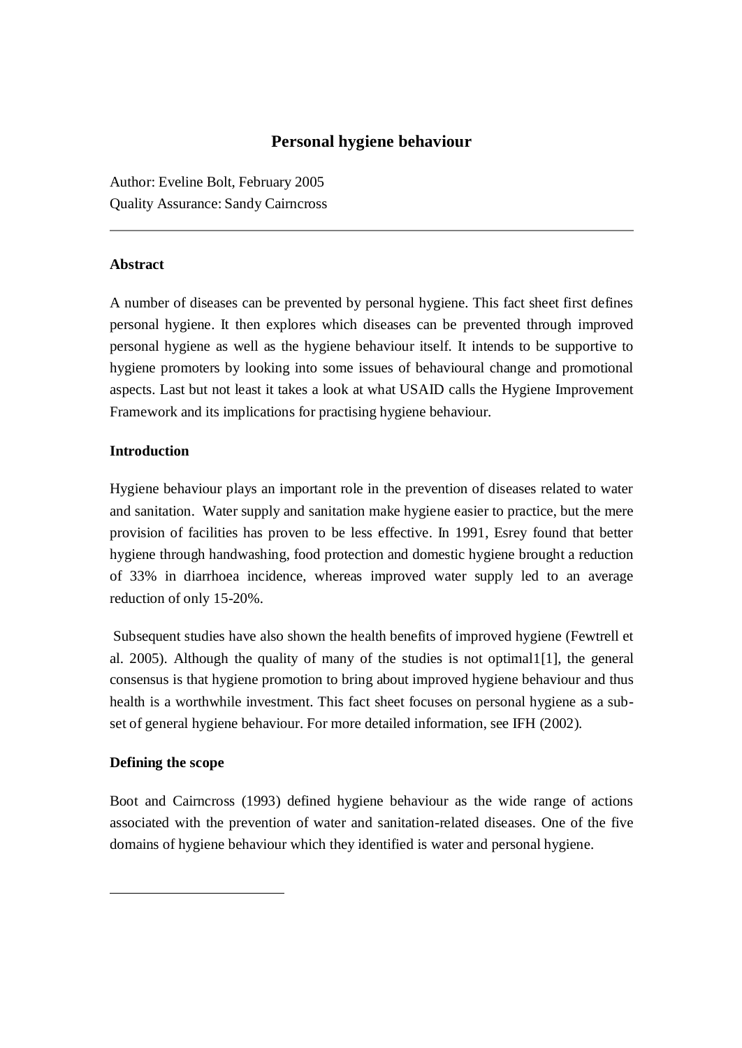# Personal hygiene behaviour

Author: Eveline Bolt, February 2005
Quality Assurance: Sandy Cairncross

---

## Abstract

A number of diseases can be prevented by personal hygiene. This fact sheet first defines personal hygiene. It then explores which diseases can be prevented through improved personal hygiene as well as the hygiene behaviour itself. It intends to be supportive to hygiene promoters by looking into some issues of behavioural change and promotional aspects. Last but not least it takes a look at what USAID calls the Hygiene Improvement Framework and its implications for practising hygiene behaviour.

## Introduction

Hygiene behaviour plays an important role in the prevention of diseases related to water and sanitation. Water supply and sanitation make hygiene easier to practice, but the mere provision of facilities has proven to be less effective. In 1991, Esrey found that better hygiene through handwashing, food protection and domestic hygiene brought a reduction of 33% in diarrhoea incidence, whereas improved water supply led to an average reduction of only 15-20%.

Subsequent studies have also shown the health benefits of improved hygiene (Fewtrell et al. 2005). Although the quality of many of the studies is not optimal1[1], the general consensus is that hygiene promotion to bring about improved hygiene behaviour and thus health is a worthwhile investment. This fact sheet focuses on personal hygiene as a sub-set of general hygiene behaviour. For more detailed information, see IFH (2002).

## Defining the scope

Boot and Cairncross (1993) defined hygiene behaviour as the wide range of actions associated with the prevention of water and sanitation-related diseases. One of the five domains of hygiene behaviour which they identified is water and personal hygiene.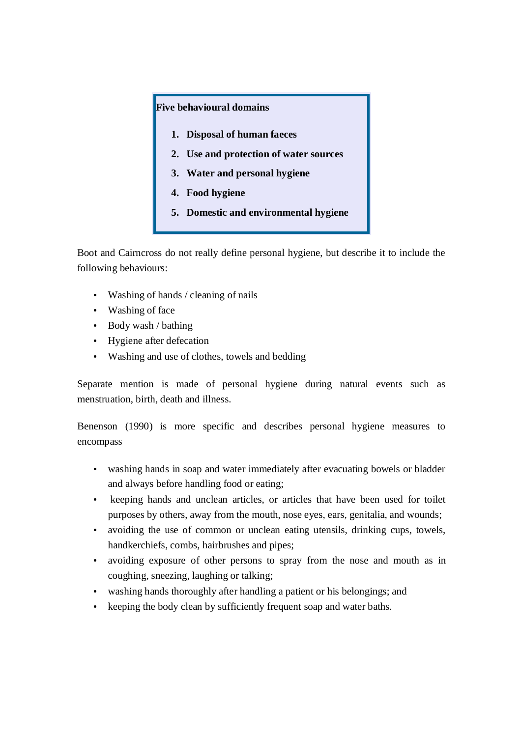**Five behavioural domains**

1. **Disposal of human faeces**
2. **Use and protection of water sources**
3. **Water and personal hygiene**
4. **Food hygiene**
5. **Domestic and environmental hygiene**

Boot and Cairncross do not really define personal hygiene, but describe it to include the following behaviours:

- Washing of hands / cleaning of nails
- Washing of face
- Body wash / bathing
- Hygiene after defecation
- Washing and use of clothes, towels and bedding

Separate mention is made of personal hygiene during natural events such as menstruation, birth, death and illness.

Benenson (1990) is more specific and describes personal hygiene measures to encompass

- washing hands in soap and water immediately after evacuating bowels or bladder and always before handling food or eating;
- keeping hands and unclean articles, or articles that have been used for toilet purposes by others, away from the mouth, nose eyes, ears, genitalia, and wounds;
- avoiding the use of common or unclean eating utensils, drinking cups, towels, handkerchiefs, combs, hairbrushes and pipes;
- avoiding exposure of other persons to spray from the nose and mouth as in coughing, sneezing, laughing or talking;
- washing hands thoroughly after handling a patient or his belongings; and
- keeping the body clean by sufficiently frequent soap and water baths.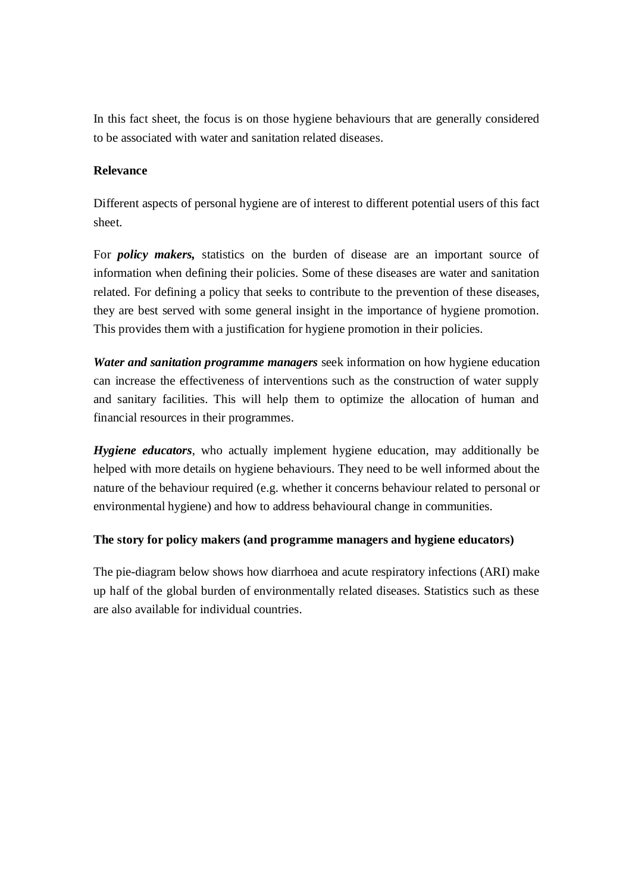In this fact sheet, the focus is on those hygiene behaviours that are generally considered to be associated with water and sanitation related diseases.

**Relevance**

Different aspects of personal hygiene are of interest to different potential users of this fact sheet.

For ***policy makers,*** statistics on the burden of disease are an important source of information when defining their policies. Some of these diseases are water and sanitation related. For defining a policy that seeks to contribute to the prevention of these diseases, they are best served with some general insight in the importance of hygiene promotion. This provides them with a justification for hygiene promotion in their policies.

***Water and sanitation programme managers*** seek information on how hygiene education can increase the effectiveness of interventions such as the construction of water supply and sanitary facilities. This will help them to optimize the allocation of human and financial resources in their programmes.

***Hygiene educators***, who actually implement hygiene education, may additionally be helped with more details on hygiene behaviours. They need to be well informed about the nature of the behaviour required (e.g. whether it concerns behaviour related to personal or environmental hygiene) and how to address behavioural change in communities.

**The story for policy makers (and programme managers and hygiene educators)**

The pie-diagram below shows how diarrhoea and acute respiratory infections (ARI) make up half of the global burden of environmentally related diseases. Statistics such as these are also available for individual countries.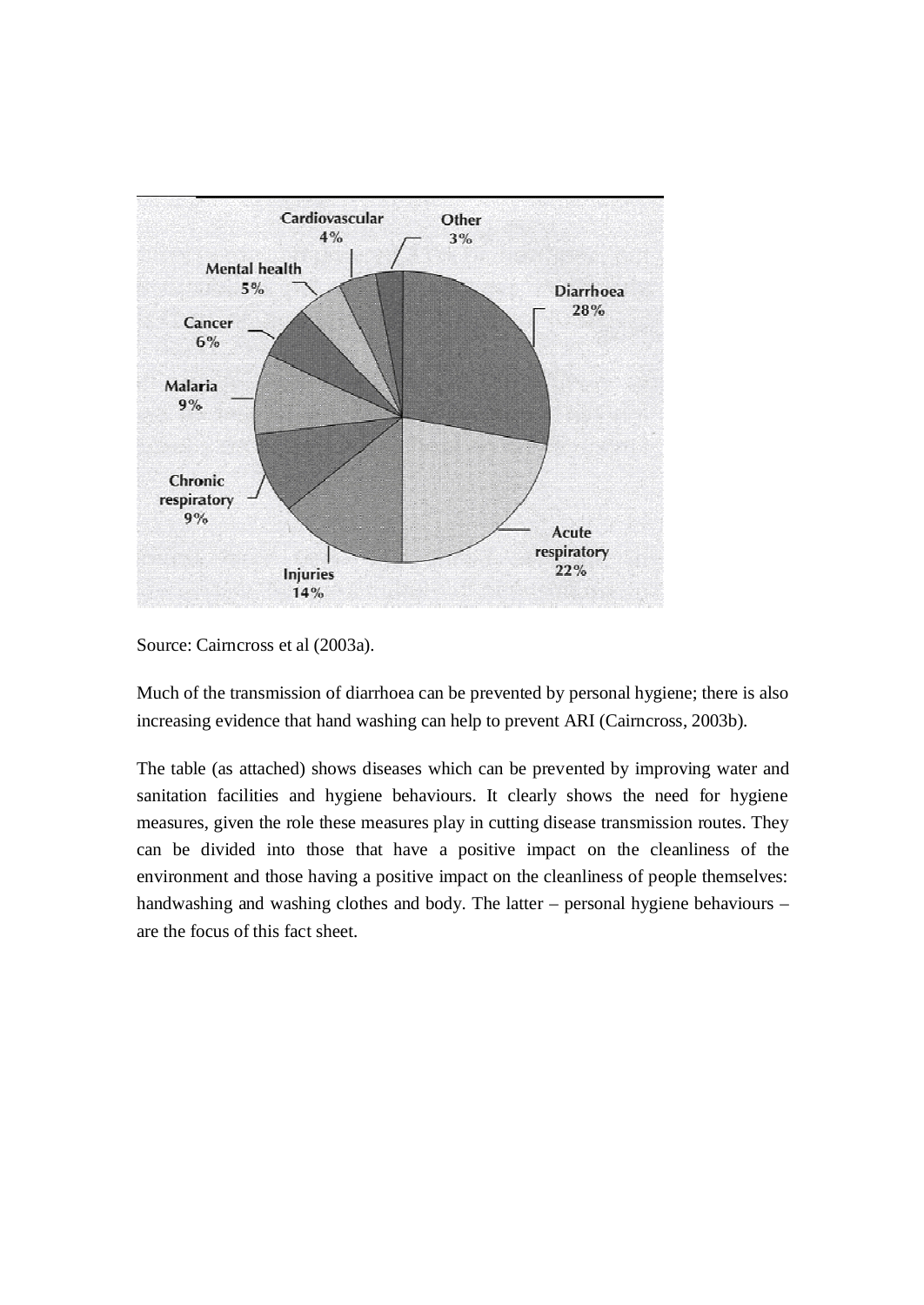Source: Cairncross et al (2003a).

Much of the transmission of diarrhoea can be prevented by personal hygiene; there is also increasing evidence that hand washing can help to prevent ARI (Cairncross, 2003b).

The table (as attached) shows diseases which can be prevented by improving water and sanitation facilities and hygiene behaviours. It clearly shows the need for hygiene measures, given the role these measures play in cutting disease transmission routes. They can be divided into those that have a positive impact on the cleanliness of the environment and those having a positive impact on the cleanliness of people themselves: handwashing and washing clothes and body. The latter – personal hygiene behaviours – are the focus of this fact sheet.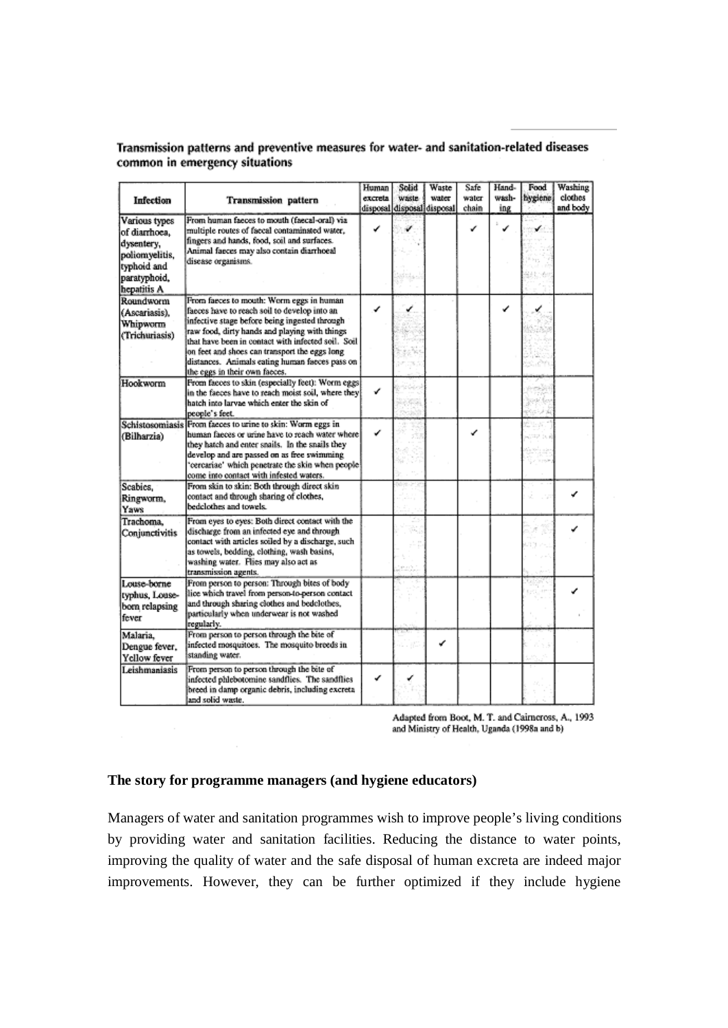**Transmission patterns and preventive measures for water- and sanitation-related diseases common in emergency situations**

| Infection | Transmission pattern | Human excreta disposal | Solid waste disposal | Waste water disposal | Safe water chain | Hand-washing | Food hygiene | Washing clothes and body |
|---|---|---|---|---|---|---|---|---|
| Various types of diarrhoea, dysentery, poliomyelitis, typhoid and paratyphoid, hepatitis A | From human faeces to mouth (faecal-oral) via multiple routes of faecal contaminated water, fingers and hands, food, soil and surfaces. Animal faeces may also contain diarrhoeal disease organisms. | ✓ | ✓ | | ✓ | ✓ | ✓ | |
| Roundworm (Ascariasis), Whipworm (Trichuriasis) | From faeces to mouth: Worm eggs in human faeces have to reach soil to develop into an infective stage before being ingested through raw food, dirty hands and playing with things that have been in contact with infected soil. Soil on feet and shoes can transport the eggs long distances. Animals eating human faeces pass on the eggs in their own faeces. | ✓ | ✓ | | | ✓ | ✓ | |
| Hookworm | From faeces to skin (especially feet): Worm eggs in the faeces have to reach moist soil, where they hatch into larvae which enter the skin of people's feet. | ✓ | | | | | | |
| Schistosomiasis (Bilharzia) | From faeces to urine to skin: Worm eggs in human faeces or urine have to reach water where they hatch and enter snails. In the snails they develop and are passed on as free swimming 'cercariae' which penetrate the skin when people come into contact with infested waters. | ✓ | | | ✓ | | | |
| Scabies, Ringworm, Yaws | From skin to skin: Both through direct skin contact and through sharing of clothes, bedclothes and towels. | | | | | | | ✓ |
| Trachoma, Conjunctivitis | From eyes to eyes: Both direct contact with the discharge from an infected eye and through contact with articles soiled by a discharge, such as towels, bedding, clothing, wash basins, washing water. Flies may also act as transmission agents. | | | | | | | ✓ |
| Louse-borne typhus, Louse-born relapsing fever | From person to person: Through bites of body lice which travel from person-to-person contact and through sharing clothes and bedclothes, particularly when underwear is not washed regularly. | | | | | | | ✓ |
| Malaria, Dengue fever, Yellow fever | From person to person through the bite of infected mosquitoes. The mosquito breeds in standing water. | | | ✓ | | | | |
| Leishmaniasis | From person to person through the bite of infected phlebotomine sandflies. The sandflies breed in damp organic debris, including excreta and solid waste. | ✓ | ✓ | | | | | |

Adapted from Boot, M. T. and Cairncross, A., 1993 and Ministry of Health, Uganda (1998a and b)

**The story for programme managers (and hygiene educators)**

Managers of water and sanitation programmes wish to improve people's living conditions by providing water and sanitation facilities. Reducing the distance to water points, improving the quality of water and the safe disposal of human excreta are indeed major improvements. However, they can be further optimized if they include hygiene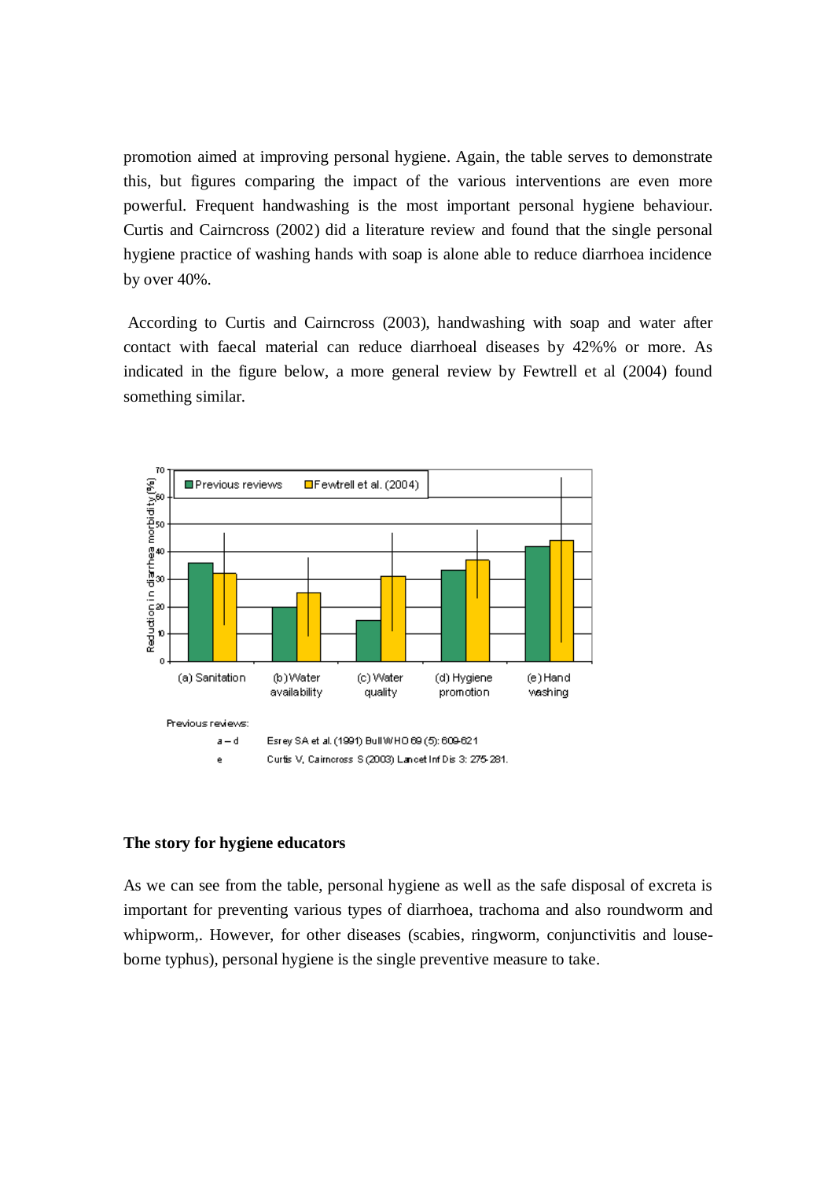promotion aimed at improving personal hygiene. Again, the table serves to demonstrate this, but figures comparing the impact of the various interventions are even more powerful. Frequent handwashing is the most important personal hygiene behaviour. Curtis and Cairncross (2002) did a literature review and found that the single personal hygiene practice of washing hands with soap is alone able to reduce diarrhoea incidence by over 40%.

According to Curtis and Cairncross (2003), handwashing with soap and water after contact with faecal material can reduce diarrhoeal diseases by 42%% or more. As indicated in the figure below, a more general review by Fewtrell et al (2004) found something similar.

Previous reviews:

a – d Esrey SA et al. (1991) Bull WHO 69 (5): 609-621

e Curtis V, Cairncross S (2003) Lancet Inf Dis 3: 275-281.

**The story for hygiene educators**

As we can see from the table, personal hygiene as well as the safe disposal of excreta is important for preventing various types of diarrhoea, trachoma and also roundworm and whipworm,. However, for other diseases (scabies, ringworm, conjunctivitis and louse-borne typhus), personal hygiene is the single preventive measure to take.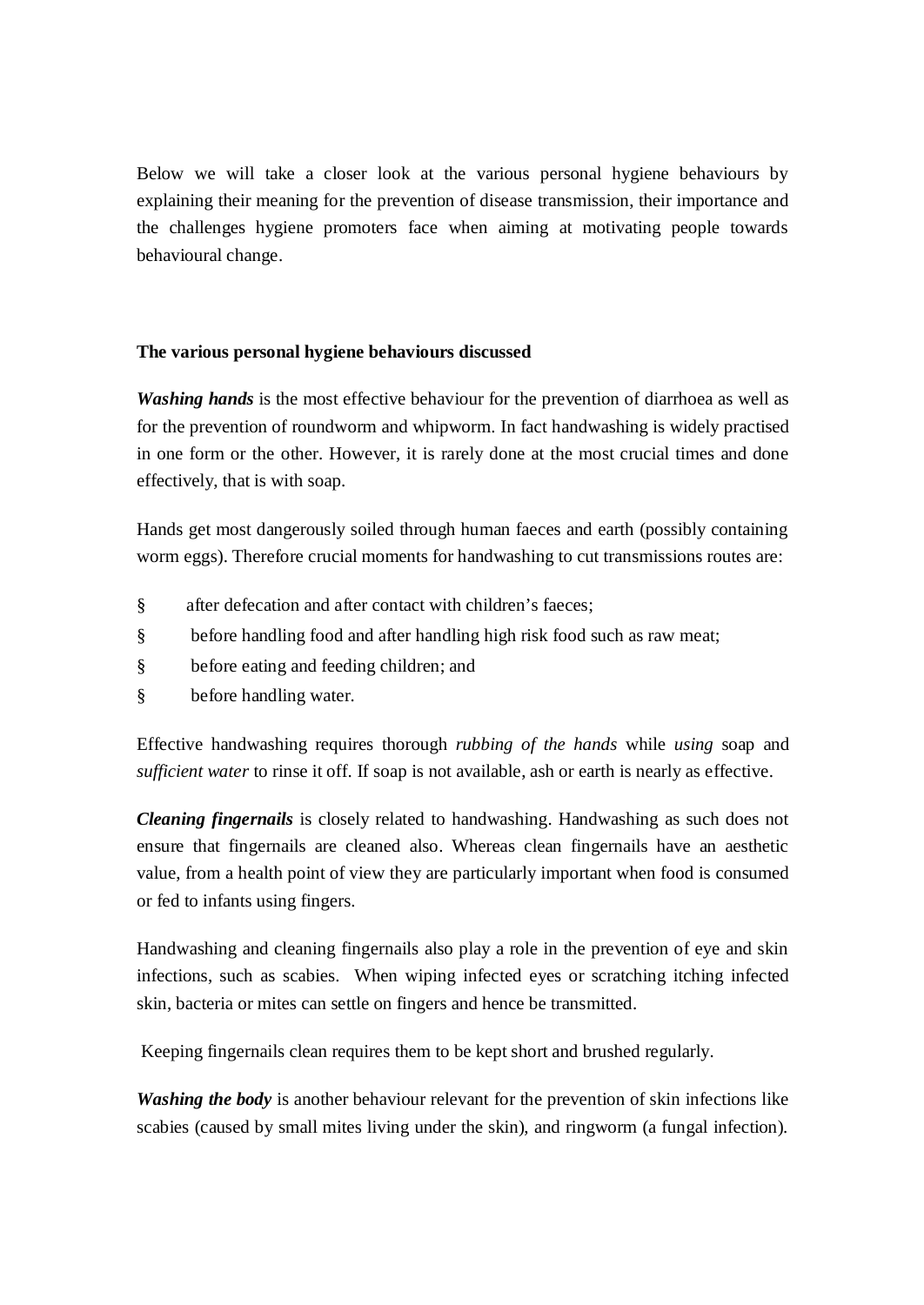Below we will take a closer look at the various personal hygiene behaviours by explaining their meaning for the prevention of disease transmission, their importance and the challenges hygiene promoters face when aiming at motivating people towards behavioural change.

**The various personal hygiene behaviours discussed**

***Washing hands*** is the most effective behaviour for the prevention of diarrhoea as well as for the prevention of roundworm and whipworm. In fact handwashing is widely practised in one form or the other. However, it is rarely done at the most crucial times and done effectively, that is with soap.

Hands get most dangerously soiled through human faeces and earth (possibly containing worm eggs). Therefore crucial moments for handwashing to cut transmissions routes are:

- after defecation and after contact with children's faeces;
- before handling food and after handling high risk food such as raw meat;
- before eating and feeding children; and
- before handling water.

Effective handwashing requires thorough *rubbing of the hands* while *using* soap and *sufficient water* to rinse it off. If soap is not available, ash or earth is nearly as effective.

***Cleaning fingernails*** is closely related to handwashing. Handwashing as such does not ensure that fingernails are cleaned also. Whereas clean fingernails have an aesthetic value, from a health point of view they are particularly important when food is consumed or fed to infants using fingers.

Handwashing and cleaning fingernails also play a role in the prevention of eye and skin infections, such as scabies. When wiping infected eyes or scratching itching infected skin, bacteria or mites can settle on fingers and hence be transmitted.

Keeping fingernails clean requires them to be kept short and brushed regularly.

***Washing the body*** is another behaviour relevant for the prevention of skin infections like scabies (caused by small mites living under the skin), and ringworm (a fungal infection).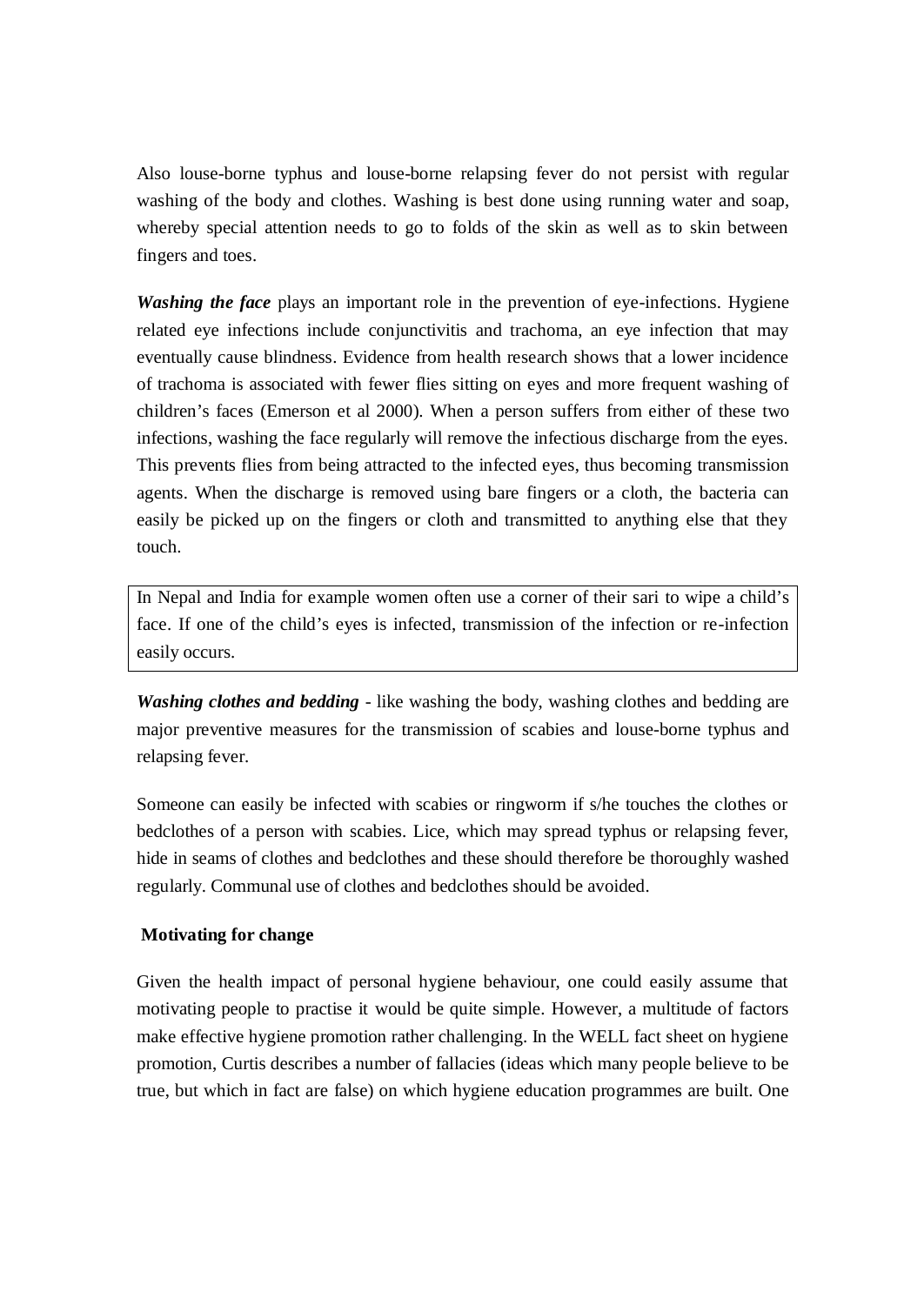Also louse-borne typhus and louse-borne relapsing fever do not persist with regular washing of the body and clothes. Washing is best done using running water and soap, whereby special attention needs to go to folds of the skin as well as to skin between fingers and toes.

***Washing the face*** plays an important role in the prevention of eye-infections. Hygiene related eye infections include conjunctivitis and trachoma, an eye infection that may eventually cause blindness. Evidence from health research shows that a lower incidence of trachoma is associated with fewer flies sitting on eyes and more frequent washing of children's faces (Emerson et al 2000). When a person suffers from either of these two infections, washing the face regularly will remove the infectious discharge from the eyes. This prevents flies from being attracted to the infected eyes, thus becoming transmission agents. When the discharge is removed using bare fingers or a cloth, the bacteria can easily be picked up on the fingers or cloth and transmitted to anything else that they touch.

> In Nepal and India for example women often use a corner of their sari to wipe a child's face. If one of the child's eyes is infected, transmission of the infection or re-infection easily occurs.

***Washing clothes and bedding*** - like washing the body, washing clothes and bedding are major preventive measures for the transmission of scabies and louse-borne typhus and relapsing fever.

Someone can easily be infected with scabies or ringworm if s/he touches the clothes or bedclothes of a person with scabies. Lice, which may spread typhus or relapsing fever, hide in seams of clothes and bedclothes and these should therefore be thoroughly washed regularly. Communal use of clothes and bedclothes should be avoided.

**Motivating for change**

Given the health impact of personal hygiene behaviour, one could easily assume that motivating people to practise it would be quite simple. However, a multitude of factors make effective hygiene promotion rather challenging. In the WELL fact sheet on hygiene promotion, Curtis describes a number of fallacies (ideas which many people believe to be true, but which in fact are false) on which hygiene education programmes are built. One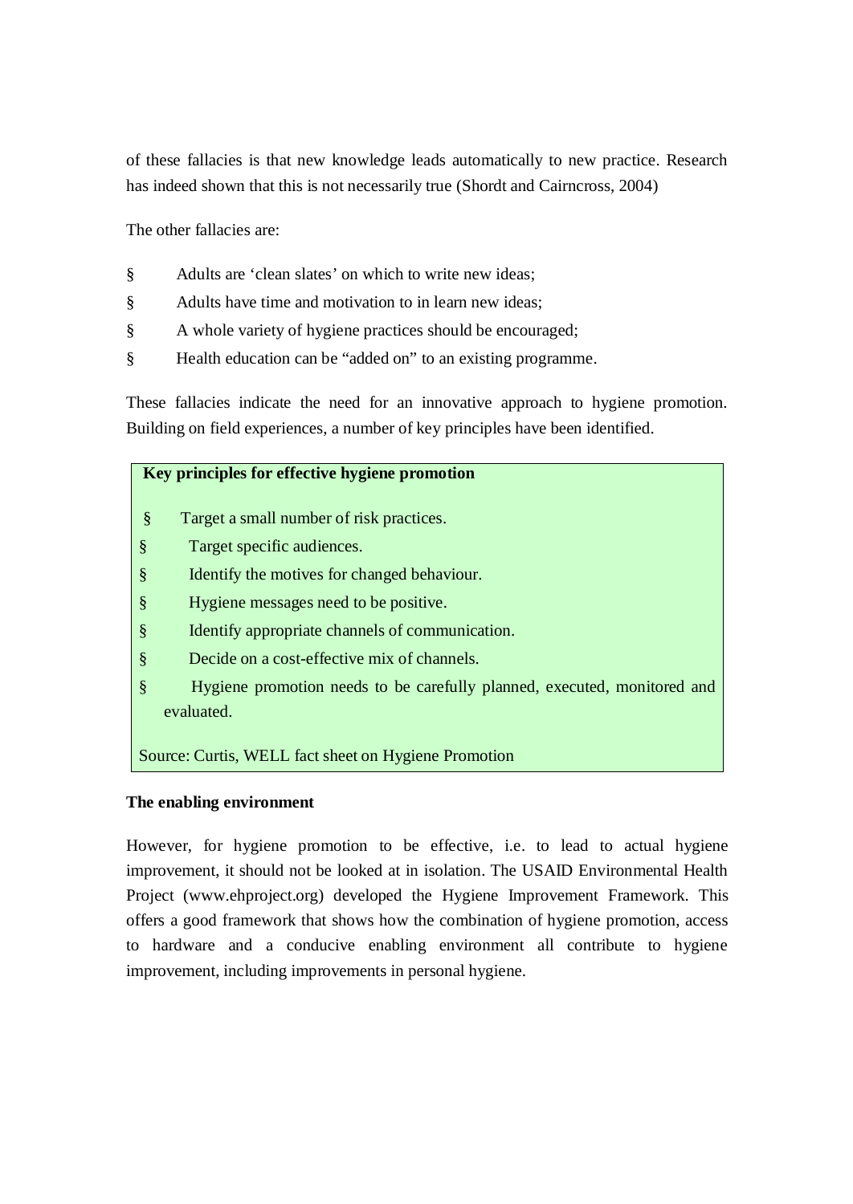of these fallacies is that new knowledge leads automatically to new practice. Research has indeed shown that this is not necessarily true (Shordt and Cairncross, 2004)

The other fallacies are:

- Adults are 'clean slates' on which to write new ideas;
- Adults have time and motivation to in learn new ideas;
- A whole variety of hygiene practices should be encouraged;
- Health education can be "added on" to an existing programme.

These fallacies indicate the need for an innovative approach to hygiene promotion. Building on field experiences, a number of key principles have been identified.

**Key principles for effective hygiene promotion**

- Target a small number of risk practices.
- Target specific audiences.
- Identify the motives for changed behaviour.
- Hygiene messages need to be positive.
- Identify appropriate channels of communication.
- Decide on a cost-effective mix of channels.
- Hygiene promotion needs to be carefully planned, executed, monitored and evaluated.

Source: Curtis, WELL fact sheet on Hygiene Promotion

**The enabling environment**

However, for hygiene promotion to be effective, i.e. to lead to actual hygiene improvement, it should not be looked at in isolation. The USAID Environmental Health Project (www.ehproject.org) developed the Hygiene Improvement Framework. This offers a good framework that shows how the combination of hygiene promotion, access to hardware and a conducive enabling environment all contribute to hygiene improvement, including improvements in personal hygiene.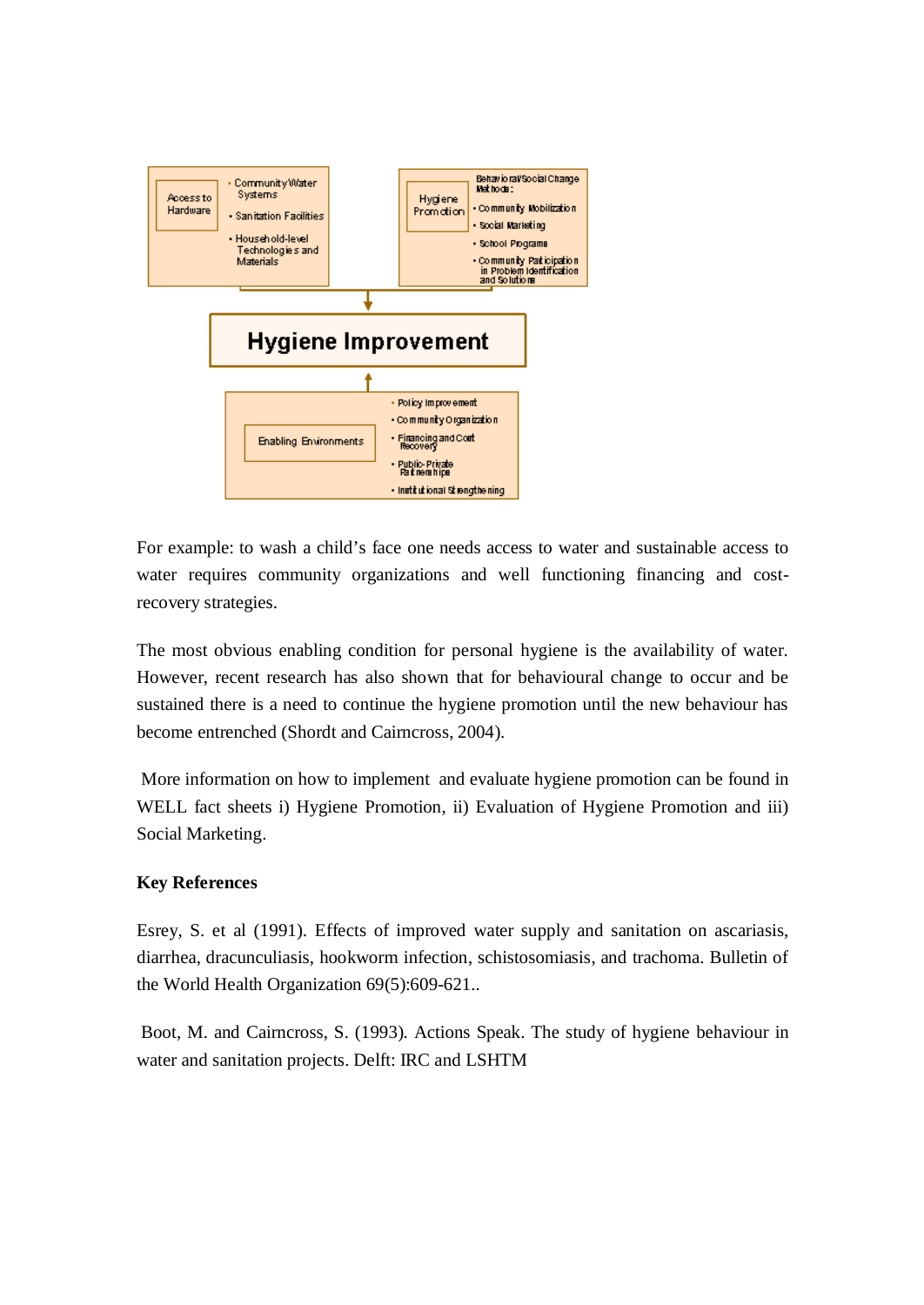| Access to Hardware | Hygiene Promotion |
| --- | --- |
| • Community Water Systems<br>• Sanitation Facilities<br>• Household-level Technologies and Materials | Behavioral/Social Change Methods:<br>• Community Mobilization<br>• Social Marketing<br>• School Programs<br>• Community Participation in Problem Identification and Solutions |

**Hygiene Improvement**

| Enabling Environments |
| --- |
| • Policy Improvement<br>• Community Organization<br>• Financing and Cost Recovery<br>• Public-Private Partnerships<br>• Institutional Strengthening |

For example: to wash a child's face one needs access to water and sustainable access to water requires community organizations and well functioning financing and cost-recovery strategies.

The most obvious enabling condition for personal hygiene is the availability of water. However, recent research has also shown that for behavioural change to occur and be sustained there is a need to continue the hygiene promotion until the new behaviour has become entrenched (Shordt and Cairncross, 2004).

More information on how to implement and evaluate hygiene promotion can be found in WELL fact sheets i) Hygiene Promotion, ii) Evaluation of Hygiene Promotion and iii) Social Marketing.

**Key References**

Esrey, S. et al (1991). Effects of improved water supply and sanitation on ascariasis, diarrhea, dracunculiasis, hookworm infection, schistosomiasis, and trachoma. Bulletin of the World Health Organization 69(5):609-621..

Boot, M. and Cairncross, S. (1993). Actions Speak. The study of hygiene behaviour in water and sanitation projects. Delft: IRC and LSHTM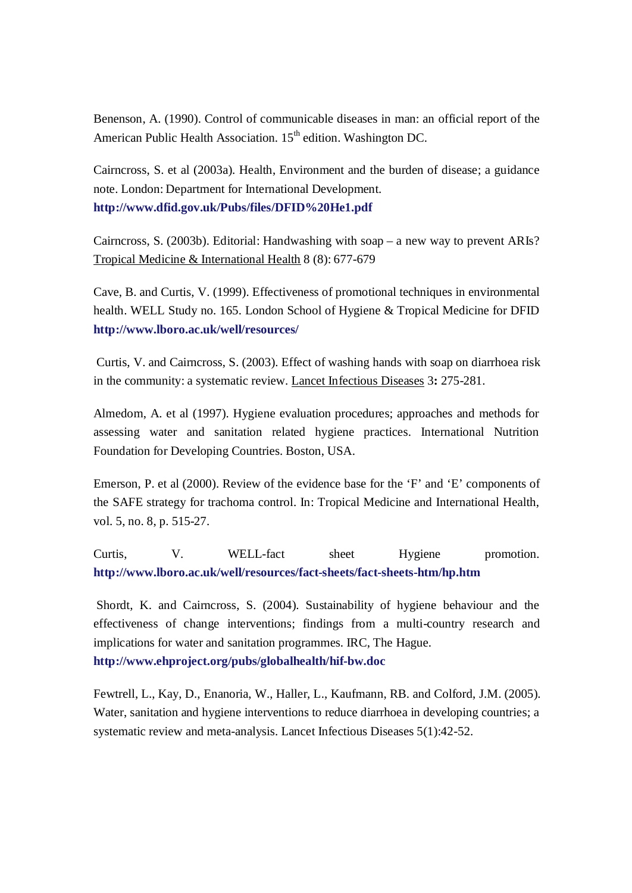Benenson, A. (1990). Control of communicable diseases in man: an official report of the American Public Health Association. 15th edition. Washington DC.

Cairncross, S. et al (2003a). Health, Environment and the burden of disease; a guidance note. London: Department for International Development.
**http://www.dfid.gov.uk/Pubs/files/DFID%20He1.pdf**

Cairncross, S. (2003b). Editorial: Handwashing with soap – a new way to prevent ARIs? Tropical Medicine & International Health 8 (8): 677-679

Cave, B. and Curtis, V. (1999). Effectiveness of promotional techniques in environmental health. WELL Study no. 165. London School of Hygiene & Tropical Medicine for DFID
**http://www.lboro.ac.uk/well/resources/**

Curtis, V. and Cairncross, S. (2003). Effect of washing hands with soap on diarrhoea risk in the community: a systematic review. Lancet Infectious Diseases 3**:** 275-281.

Almedom, A. et al (1997). Hygiene evaluation procedures; approaches and methods for assessing water and sanitation related hygiene practices. International Nutrition Foundation for Developing Countries. Boston, USA.

Emerson, P. et al (2000). Review of the evidence base for the 'F' and 'E' components of the SAFE strategy for trachoma control. In: Tropical Medicine and International Health, vol. 5, no. 8, p. 515-27.

Curtis, V. WELL-fact sheet Hygiene promotion.
**http://www.lboro.ac.uk/well/resources/fact-sheets/fact-sheets-htm/hp.htm**

Shordt, K. and Cairncross, S. (2004). Sustainability of hygiene behaviour and the effectiveness of change interventions; findings from a multi-country research and implications for water and sanitation programmes. IRC, The Hague.
**http://www.ehproject.org/pubs/globalhealth/hif-bw.doc**

Fewtrell, L., Kay, D., Enanoria, W., Haller, L., Kaufmann, RB. and Colford, J.M. (2005). Water, sanitation and hygiene interventions to reduce diarrhoea in developing countries; a systematic review and meta-analysis. Lancet Infectious Diseases 5(1):42-52.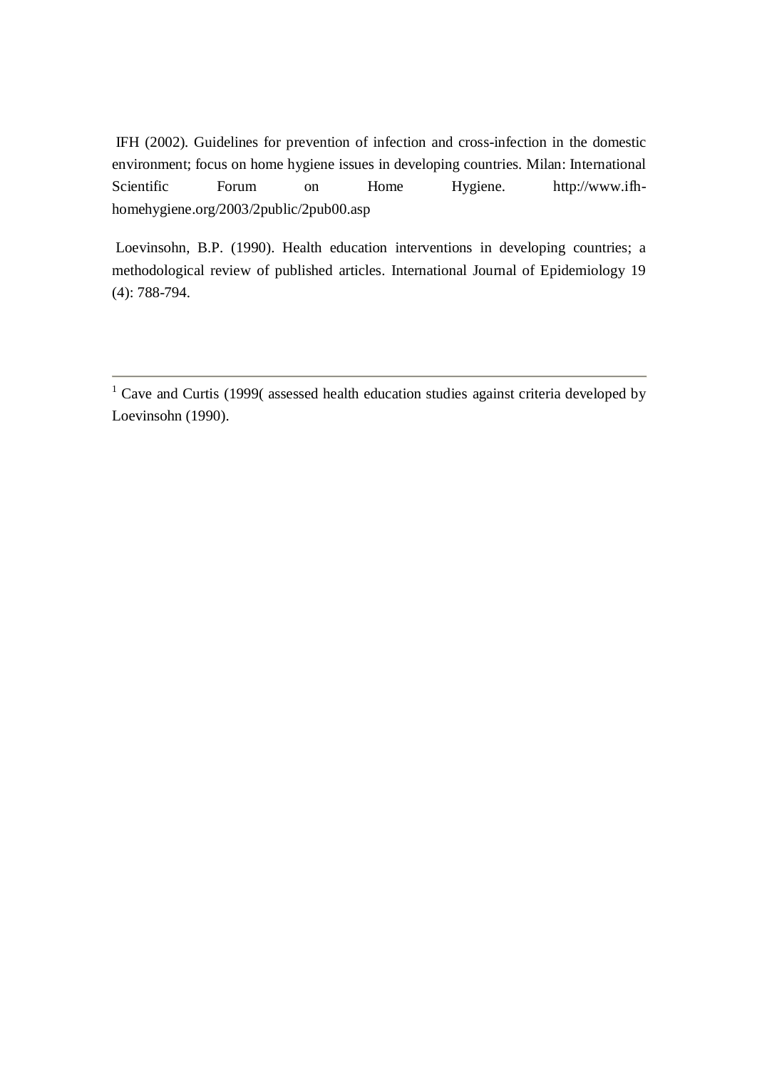IFH (2002). Guidelines for prevention of infection and cross-infection in the domestic environment; focus on home hygiene issues in developing countries. Milan: International Scientific Forum on Home Hygiene. http://www.ifh-homehygiene.org/2003/2public/2pub00.asp

Loevinsohn, B.P. (1990). Health education interventions in developing countries; a methodological review of published articles. International Journal of Epidemiology 19 (4): 788-794.

---

[1] Cave and Curtis (1999( assessed health education studies against criteria developed by Loevinsohn (1990).